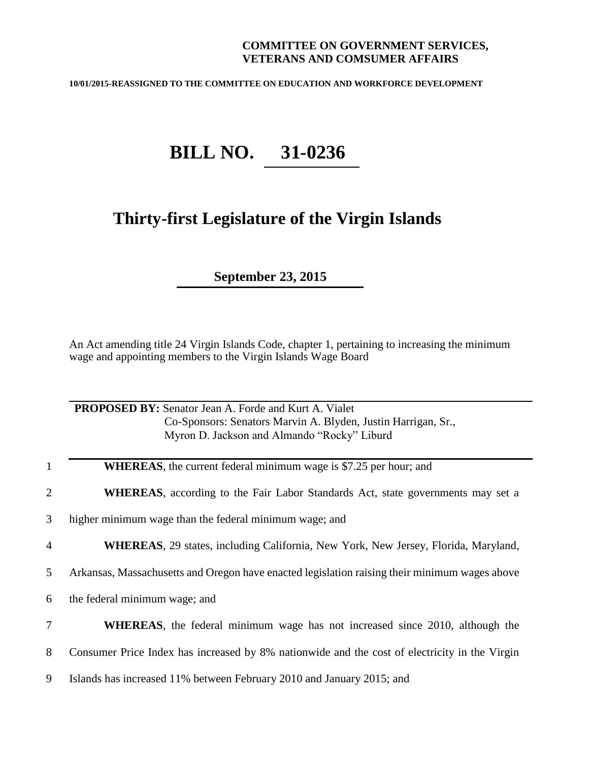**COMMITTEE ON GOVERNMENT SERVICES, VETERANS AND COMSUMER AFFAIRS**

**10/01/2015-REASSIGNED TO THE COMMITTEE ON EDUCATION AND WORKFORCE DEVELOPMENT**

# BILL NO. 31-0236

## Thirty-first Legislature of the Virgin Islands

**September 23, 2015**

An Act amending title 24 Virgin Islands Code, chapter 1, pertaining to increasing the minimum wage and appointing members to the Virgin Islands Wage Board

**PROPOSED BY:** Senator Jean A. Forde and Kurt A. Vialet
Co-Sponsors: Senators Marvin A. Blyden, Justin Harrigan, Sr., Myron D. Jackson and Almando "Rocky" Liburd

1 **WHEREAS**, the current federal minimum wage is $7.25 per hour; and

2 **WHEREAS**, according to the Fair Labor Standards Act, state governments may set a
3 higher minimum wage than the federal minimum wage; and

4 **WHEREAS**, 29 states, including California, New York, New Jersey, Florida, Maryland,
5 Arkansas, Massachusetts and Oregon have enacted legislation raising their minimum wages above
6 the federal minimum wage; and

7 **WHEREAS**, the federal minimum wage has not increased since 2010, although the
8 Consumer Price Index has increased by 8% nationwide and the cost of electricity in the Virgin
9 Islands has increased 11% between February 2010 and January 2015; and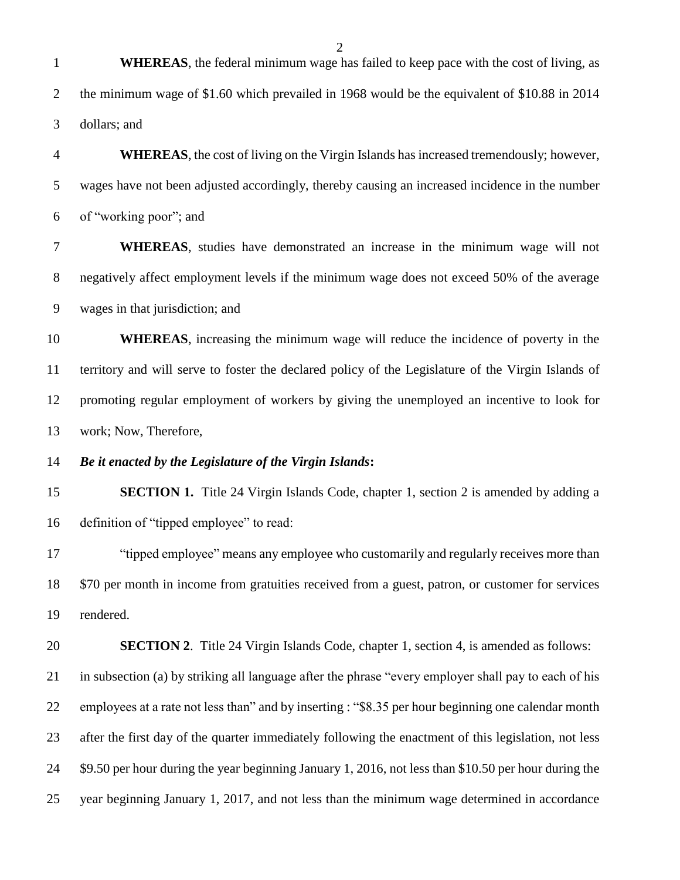**WHEREAS**, the federal minimum wage has failed to keep pace with the cost of living, as the minimum wage of $1.60 which prevailed in 1968 would be the equivalent of $10.88 in 2014 dollars; and

**WHEREAS**, the cost of living on the Virgin Islands has increased tremendously; however, wages have not been adjusted accordingly, thereby causing an increased incidence in the number of "working poor"; and

**WHEREAS**, studies have demonstrated an increase in the minimum wage will not negatively affect employment levels if the minimum wage does not exceed 50% of the average wages in that jurisdiction; and

**WHEREAS**, increasing the minimum wage will reduce the incidence of poverty in the territory and will serve to foster the declared policy of the Legislature of the Virgin Islands of promoting regular employment of workers by giving the unemployed an incentive to look for work; Now, Therefore,

***Be it enacted by the Legislature of the Virgin Islands*:**

**SECTION 1.** Title 24 Virgin Islands Code, chapter 1, section 2 is amended by adding a definition of "tipped employee" to read:

"tipped employee" means any employee who customarily and regularly receives more than $70 per month in income from gratuities received from a guest, patron, or customer for services rendered.

**SECTION 2**. Title 24 Virgin Islands Code, chapter 1, section 4, is amended as follows: in subsection (a) by striking all language after the phrase "every employer shall pay to each of his employees at a rate not less than" and by inserting : "$8.35 per hour beginning one calendar month after the first day of the quarter immediately following the enactment of this legislation, not less $9.50 per hour during the year beginning January 1, 2016, not less than $10.50 per hour during the year beginning January 1, 2017, and not less than the minimum wage determined in accordance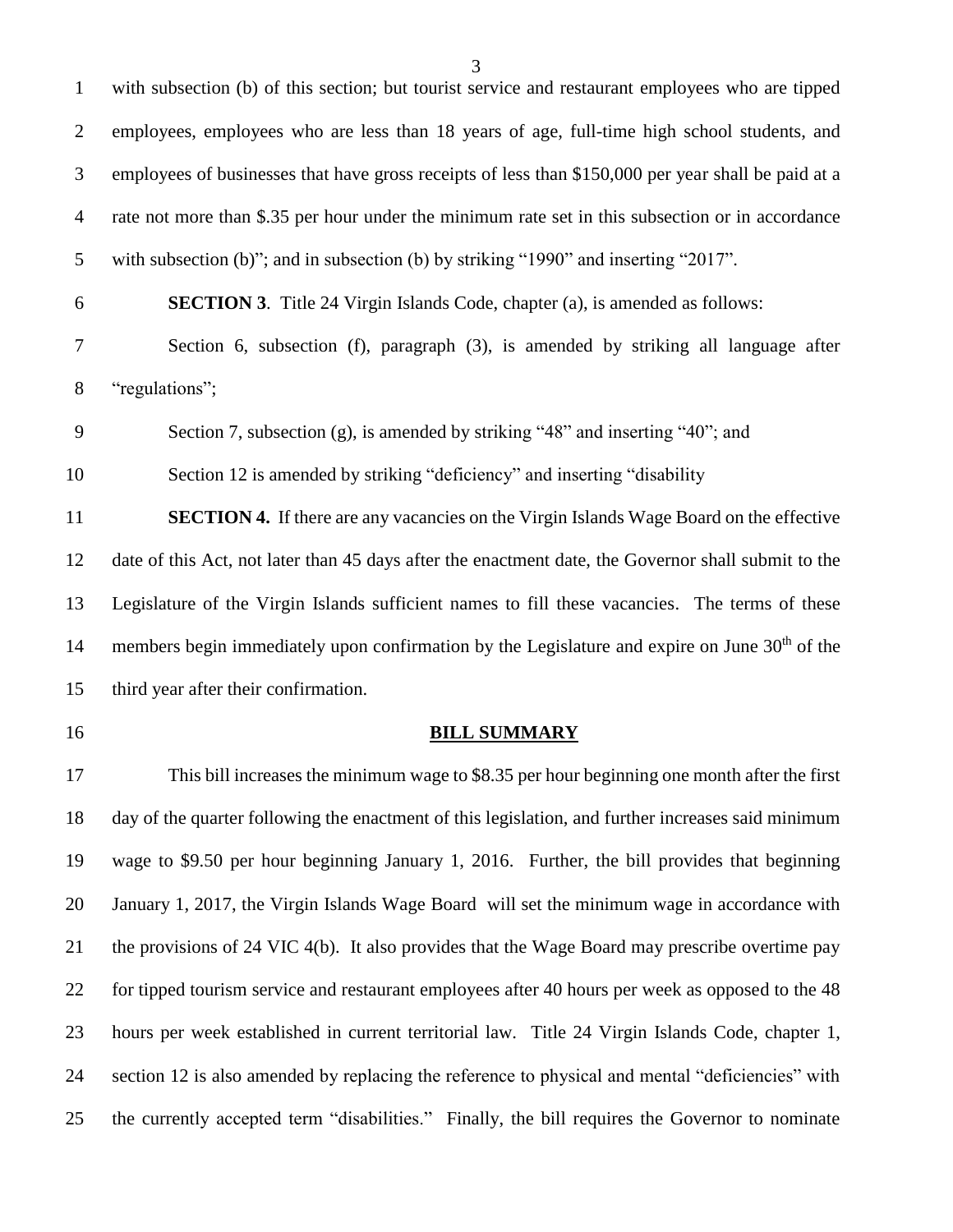with subsection (b) of this section; but tourist service and restaurant employees who are tipped employees, employees who are less than 18 years of age, full-time high school students, and employees of businesses that have gross receipts of less than $150,000 per year shall be paid at a rate not more than $.35 per hour under the minimum rate set in this subsection or in accordance with subsection (b)"; and in subsection (b) by striking "1990" and inserting "2017".

**SECTION 3**. Title 24 Virgin Islands Code, chapter (a), is amended as follows:

Section 6, subsection (f), paragraph (3), is amended by striking all language after "regulations";

Section 7, subsection (g), is amended by striking "48" and inserting "40"; and

Section 12 is amended by striking "deficiency" and inserting "disability

**SECTION 4.** If there are any vacancies on the Virgin Islands Wage Board on the effective date of this Act, not later than 45 days after the enactment date, the Governor shall submit to the Legislature of the Virgin Islands sufficient names to fill these vacancies. The terms of these members begin immediately upon confirmation by the Legislature and expire on June 30th of the third year after their confirmation.

**BILL SUMMARY**

This bill increases the minimum wage to $8.35 per hour beginning one month after the first day of the quarter following the enactment of this legislation, and further increases said minimum wage to $9.50 per hour beginning January 1, 2016. Further, the bill provides that beginning January 1, 2017, the Virgin Islands Wage Board will set the minimum wage in accordance with the provisions of 24 VIC 4(b). It also provides that the Wage Board may prescribe overtime pay for tipped tourism service and restaurant employees after 40 hours per week as opposed to the 48 hours per week established in current territorial law. Title 24 Virgin Islands Code, chapter 1, section 12 is also amended by replacing the reference to physical and mental "deficiencies" with the currently accepted term "disabilities." Finally, the bill requires the Governor to nominate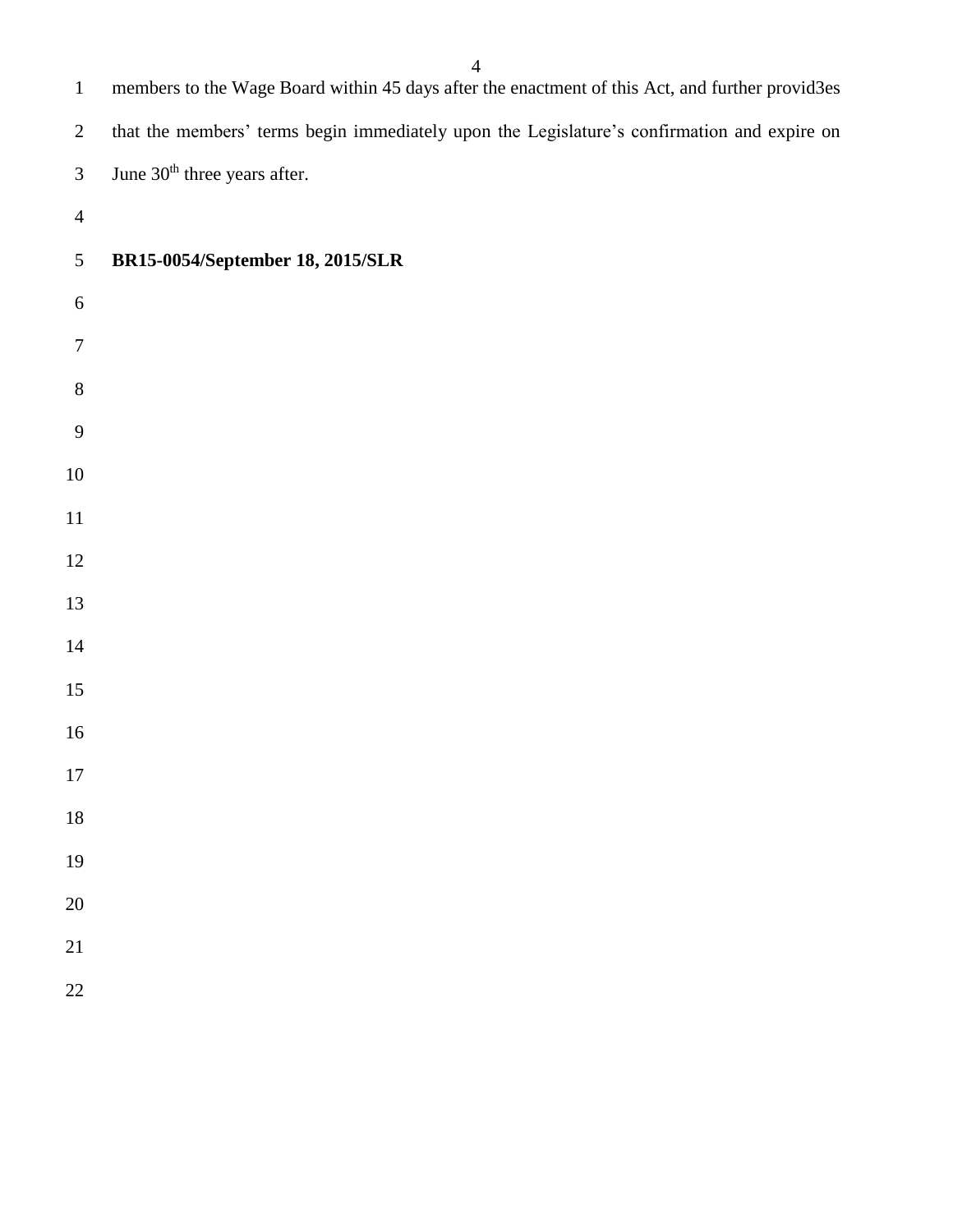members to the Wage Board within 45 days after the enactment of this Act, and further provid3es that the members' terms begin immediately upon the Legislature's confirmation and expire on June 30th three years after.

**BR15-0054/September 18, 2015/SLR**